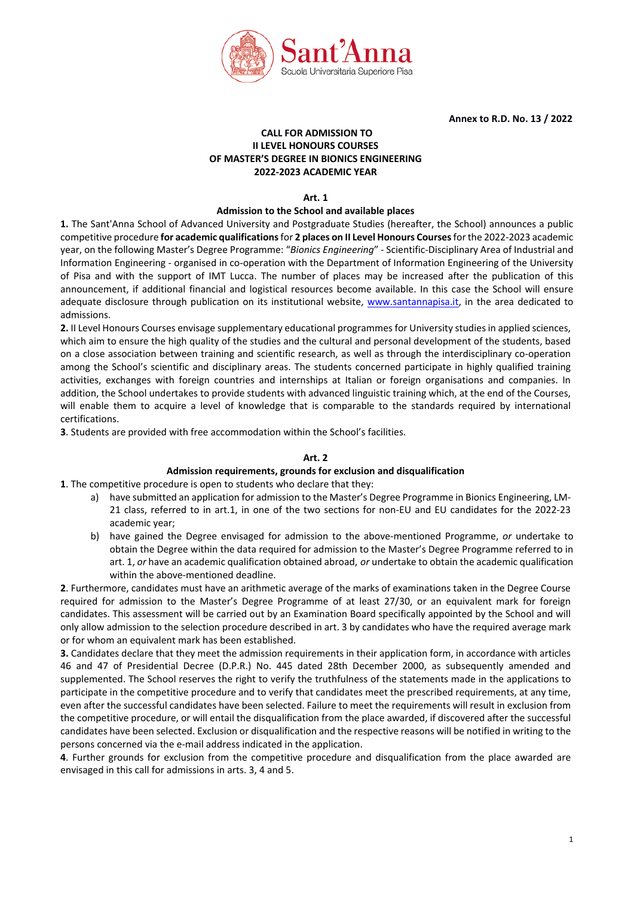**Annex to R.D. No. 13 / 2022**

# CALL FOR ADMISSION TO II LEVEL HONOURS COURSES OF MASTER'S DEGREE IN BIONICS ENGINEERING 2022-2023 ACADEMIC YEAR

## Art. 1
### Admission to the School and available places

**1.** The Sant'Anna School of Advanced University and Postgraduate Studies (hereafter, the School) announces a public competitive procedure **for academic qualifications** for **2 places on II Level Honours Courses** for the 2022-2023 academic year, on the following Master's Degree Programme: "*Bionics Engineering*" - Scientific-Disciplinary Area of Industrial and Information Engineering - organised in co-operation with the Department of Information Engineering of the University of Pisa and with the support of IMT Lucca. The number of places may be increased after the publication of this announcement, if additional financial and logistical resources become available. In this case the School will ensure adequate disclosure through publication on its institutional website, www.santannapisa.it, in the area dedicated to admissions.

**2.** II Level Honours Courses envisage supplementary educational programmes for University studies in applied sciences, which aim to ensure the high quality of the studies and the cultural and personal development of the students, based on a close association between training and scientific research, as well as through the interdisciplinary co-operation among the School's scientific and disciplinary areas. The students concerned participate in highly qualified training activities, exchanges with foreign countries and internships at Italian or foreign organisations and companies. In addition, the School undertakes to provide students with advanced linguistic training which, at the end of the Courses, will enable them to acquire a level of knowledge that is comparable to the standards required by international certifications.

**3**. Students are provided with free accommodation within the School's facilities.

## Art. 2
### Admission requirements, grounds for exclusion and disqualification

**1**. The competitive procedure is open to students who declare that they:

a) have submitted an application for admission to the Master's Degree Programme in Bionics Engineering, LM-21 class, referred to in art.1, in one of the two sections for non-EU and EU candidates for the 2022-23 academic year;

b) have gained the Degree envisaged for admission to the above-mentioned Programme, *or* undertake to obtain the Degree within the data required for admission to the Master's Degree Programme referred to in art. 1, *or* have an academic qualification obtained abroad, *or* undertake to obtain the academic qualification within the above-mentioned deadline.

**2**. Furthermore, candidates must have an arithmetic average of the marks of examinations taken in the Degree Course required for admission to the Master's Degree Programme of at least 27/30, or an equivalent mark for foreign candidates. This assessment will be carried out by an Examination Board specifically appointed by the School and will only allow admission to the selection procedure described in art. 3 by candidates who have the required average mark or for whom an equivalent mark has been established.

**3.** Candidates declare that they meet the admission requirements in their application form, in accordance with articles 46 and 47 of Presidential Decree (D.P.R.) No. 445 dated 28th December 2000, as subsequently amended and supplemented. The School reserves the right to verify the truthfulness of the statements made in the applications to participate in the competitive procedure and to verify that candidates meet the prescribed requirements, at any time, even after the successful candidates have been selected. Failure to meet the requirements will result in exclusion from the competitive procedure, or will entail the disqualification from the place awarded, if discovered after the successful candidates have been selected. Exclusion or disqualification and the respective reasons will be notified in writing to the persons concerned via the e-mail address indicated in the application.

**4**. Further grounds for exclusion from the competitive procedure and disqualification from the place awarded are envisaged in this call for admissions in arts. 3, 4 and 5.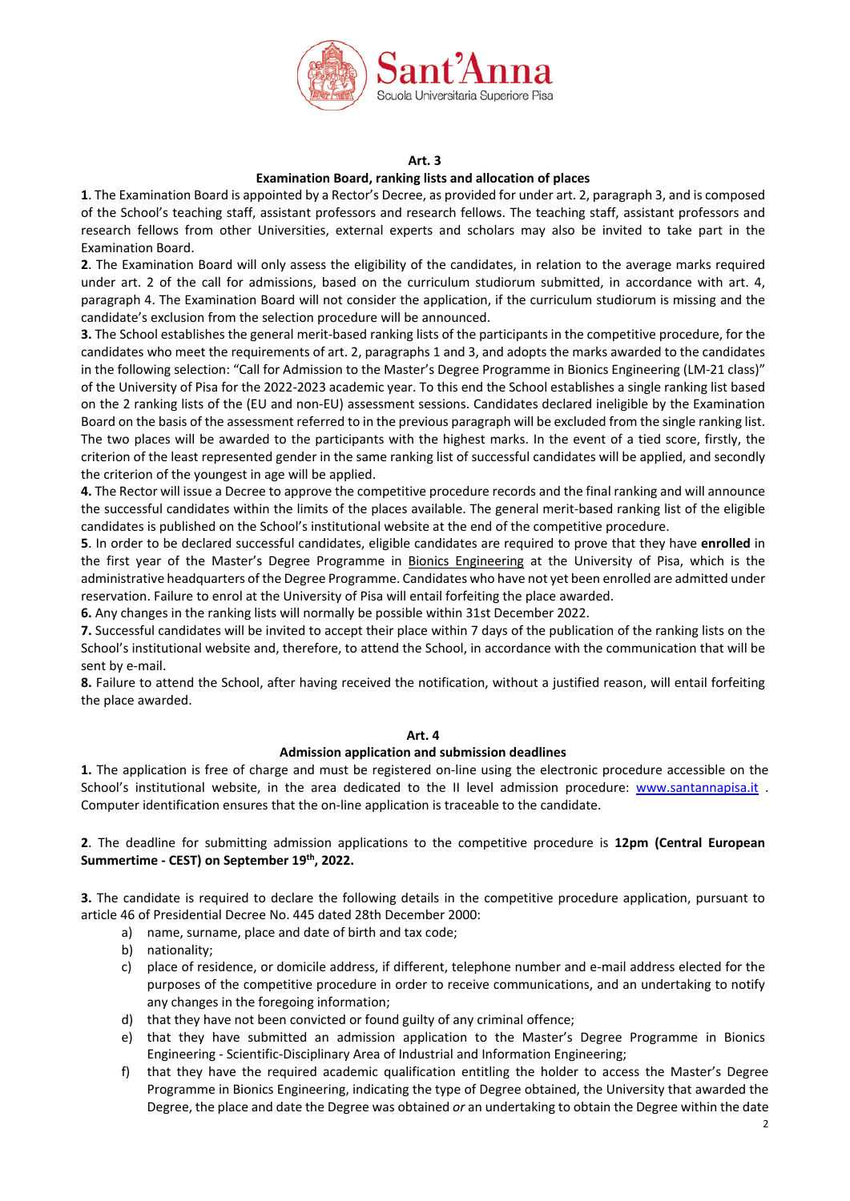**Art. 3**

**Examination Board, ranking lists and allocation of places**

**1**. The Examination Board is appointed by a Rector's Decree, as provided for under art. 2, paragraph 3, and is composed of the School's teaching staff, assistant professors and research fellows. The teaching staff, assistant professors and research fellows from other Universities, external experts and scholars may also be invited to take part in the Examination Board.

**2**. The Examination Board will only assess the eligibility of the candidates, in relation to the average marks required under art. 2 of the call for admissions, based on the curriculum studiorum submitted, in accordance with art. 4, paragraph 4. The Examination Board will not consider the application, if the curriculum studiorum is missing and the candidate's exclusion from the selection procedure will be announced.

**3.** The School establishes the general merit-based ranking lists of the participants in the competitive procedure, for the candidates who meet the requirements of art. 2, paragraphs 1 and 3, and adopts the marks awarded to the candidates in the following selection: "Call for Admission to the Master's Degree Programme in Bionics Engineering (LM-21 class)" of the University of Pisa for the 2022-2023 academic year. To this end the School establishes a single ranking list based on the 2 ranking lists of the (EU and non-EU) assessment sessions. Candidates declared ineligible by the Examination Board on the basis of the assessment referred to in the previous paragraph will be excluded from the single ranking list. The two places will be awarded to the participants with the highest marks. In the event of a tied score, firstly, the criterion of the least represented gender in the same ranking list of successful candidates will be applied, and secondly the criterion of the youngest in age will be applied.

**4.** The Rector will issue a Decree to approve the competitive procedure records and the final ranking and will announce the successful candidates within the limits of the places available. The general merit-based ranking list of the eligible candidates is published on the School's institutional website at the end of the competitive procedure.

**5**. In order to be declared successful candidates, eligible candidates are required to prove that they have **enrolled** in the first year of the Master's Degree Programme in Bionics Engineering at the University of Pisa, which is the administrative headquarters of the Degree Programme. Candidates who have not yet been enrolled are admitted under reservation. Failure to enrol at the University of Pisa will entail forfeiting the place awarded.

**6.** Any changes in the ranking lists will normally be possible within 31st December 2022.

**7.** Successful candidates will be invited to accept their place within 7 days of the publication of the ranking lists on the School's institutional website and, therefore, to attend the School, in accordance with the communication that will be sent by e-mail.

**8.** Failure to attend the School, after having received the notification, without a justified reason, will entail forfeiting the place awarded.

**Art. 4**

**Admission application and submission deadlines**

**1.** The application is free of charge and must be registered on-line using the electronic procedure accessible on the School's institutional website, in the area dedicated to the II level admission procedure: www.santannapisa.it . Computer identification ensures that the on-line application is traceable to the candidate.

**2**. The deadline for submitting admission applications to the competitive procedure is **12pm (Central European Summertime - CEST) on September 19th, 2022.**

**3.** The candidate is required to declare the following details in the competitive procedure application, pursuant to article 46 of Presidential Decree No. 445 dated 28th December 2000:

a) name, surname, place and date of birth and tax code;
b) nationality;
c) place of residence, or domicile address, if different, telephone number and e-mail address elected for the purposes of the competitive procedure in order to receive communications, and an undertaking to notify any changes in the foregoing information;
d) that they have not been convicted or found guilty of any criminal offence;
e) that they have submitted an admission application to the Master's Degree Programme in Bionics Engineering - Scientific-Disciplinary Area of Industrial and Information Engineering;
f) that they have the required academic qualification entitling the holder to access the Master's Degree Programme in Bionics Engineering, indicating the type of Degree obtained, the University that awarded the Degree, the place and date the Degree was obtained *or* an undertaking to obtain the Degree within the date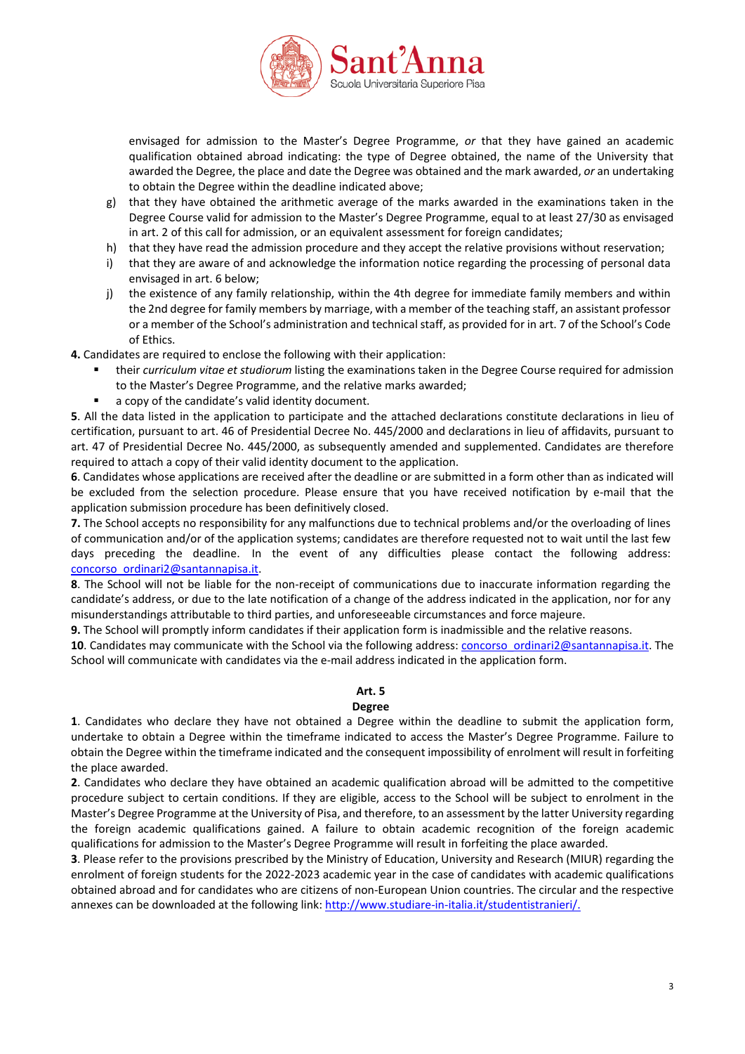envisaged for admission to the Master's Degree Programme, *or* that they have gained an academic qualification obtained abroad indicating: the type of Degree obtained, the name of the University that awarded the Degree, the place and date the Degree was obtained and the mark awarded, *or* an undertaking to obtain the Degree within the deadline indicated above;

g) that they have obtained the arithmetic average of the marks awarded in the examinations taken in the Degree Course valid for admission to the Master's Degree Programme, equal to at least 27/30 as envisaged in art. 2 of this call for admission, or an equivalent assessment for foreign candidates;

h) that they have read the admission procedure and they accept the relative provisions without reservation;

i) that they are aware of and acknowledge the information notice regarding the processing of personal data envisaged in art. 6 below;

j) the existence of any family relationship, within the 4th degree for immediate family members and within the 2nd degree for family members by marriage, with a member of the teaching staff, an assistant professor or a member of the School's administration and technical staff, as provided for in art. 7 of the School's Code of Ethics.

**4.** Candidates are required to enclose the following with their application:

- their *curriculum vitae et studiorum* listing the examinations taken in the Degree Course required for admission to the Master's Degree Programme, and the relative marks awarded;
- a copy of the candidate's valid identity document.

**5**. All the data listed in the application to participate and the attached declarations constitute declarations in lieu of certification, pursuant to art. 46 of Presidential Decree No. 445/2000 and declarations in lieu of affidavits, pursuant to art. 47 of Presidential Decree No. 445/2000, as subsequently amended and supplemented. Candidates are therefore required to attach a copy of their valid identity document to the application.

**6.** Candidates whose applications are received after the deadline or are submitted in a form other than as indicated will be excluded from the selection procedure. Please ensure that you have received notification by e-mail that the application submission procedure has been definitively closed.

**7.** The School accepts no responsibility for any malfunctions due to technical problems and/or the overloading of lines of communication and/or of the application systems; candidates are therefore requested not to wait until the last few days preceding the deadline. In the event of any difficulties please contact the following address: concorso_ordinari2@santannapisa.it.

**8**. The School will not be liable for the non-receipt of communications due to inaccurate information regarding the candidate's address, or due to the late notification of a change of the address indicated in the application, nor for any misunderstandings attributable to third parties, and unforeseeable circumstances and force majeure.

**9.** The School will promptly inform candidates if their application form is inadmissible and the relative reasons.

**10**. Candidates may communicate with the School via the following address: concorso_ordinari2@santannapisa.it. The School will communicate with candidates via the e-mail address indicated in the application form.

**Art. 5**

**Degree**

**1**. Candidates who declare they have not obtained a Degree within the deadline to submit the application form, undertake to obtain a Degree within the timeframe indicated to access the Master's Degree Programme. Failure to obtain the Degree within the timeframe indicated and the consequent impossibility of enrolment will result in forfeiting the place awarded.

**2**. Candidates who declare they have obtained an academic qualification abroad will be admitted to the competitive procedure subject to certain conditions. If they are eligible, access to the School will be subject to enrolment in the Master's Degree Programme at the University of Pisa, and therefore, to an assessment by the latter University regarding the foreign academic qualifications gained. A failure to obtain academic recognition of the foreign academic qualifications for admission to the Master's Degree Programme will result in forfeiting the place awarded.

**3**. Please refer to the provisions prescribed by the Ministry of Education, University and Research (MIUR) regarding the enrolment of foreign students for the 2022-2023 academic year in the case of candidates with academic qualifications obtained abroad and for candidates who are citizens of non-European Union countries. The circular and the respective annexes can be downloaded at the following link: http://www.studiare-in-italia.it/studentistranieri/.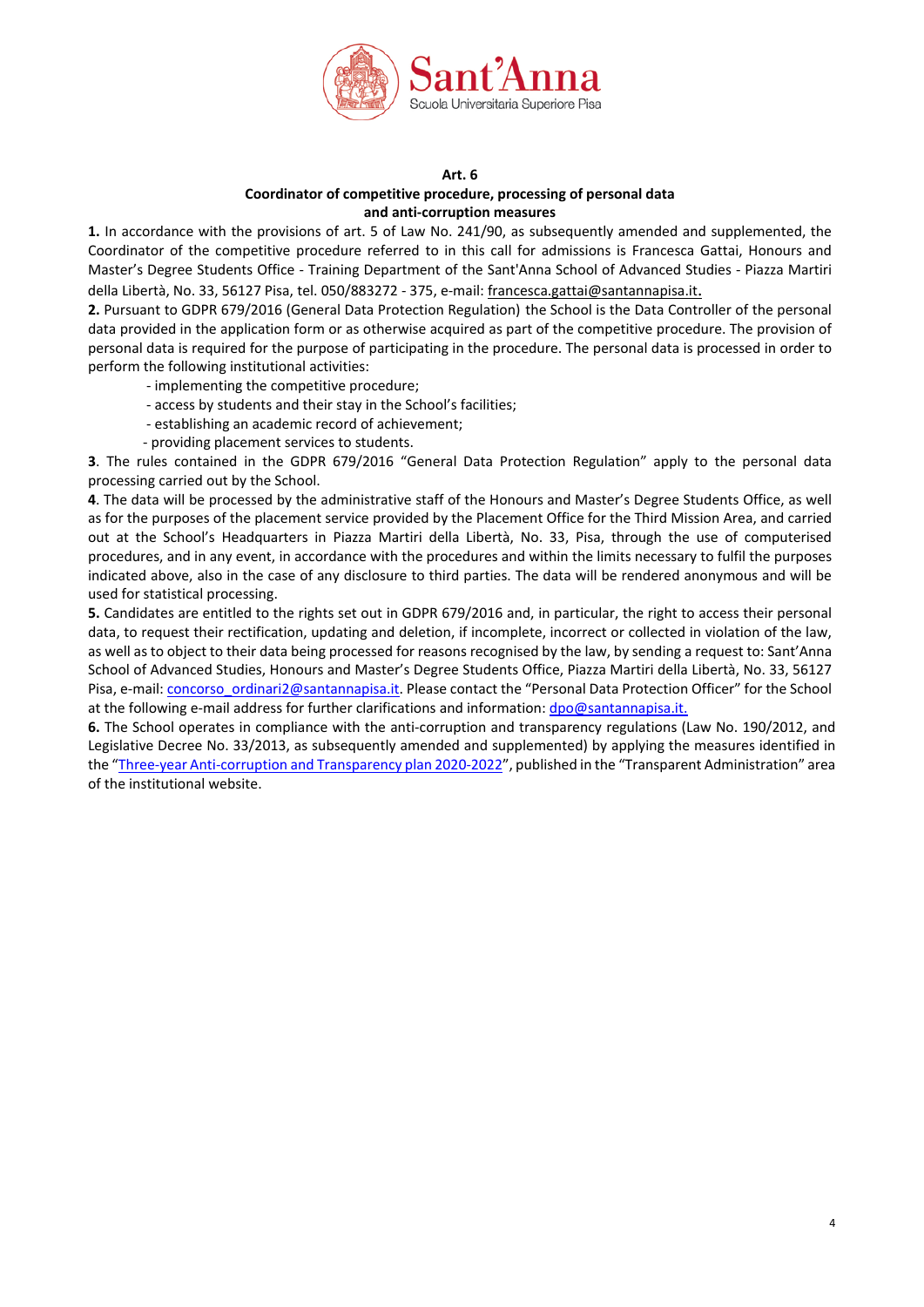## Art. 6
### Coordinator of competitive procedure, processing of personal data and anti-corruption measures

**1.** In accordance with the provisions of art. 5 of Law No. 241/90, as subsequently amended and supplemented, the Coordinator of the competitive procedure referred to in this call for admissions is Francesca Gattai, Honours and Master's Degree Students Office - Training Department of the Sant'Anna School of Advanced Studies - Piazza Martiri della Libertà, No. 33, 56127 Pisa, tel. 050/883272 - 375, e-mail: francesca.gattai@santannapisa.it.

**2.** Pursuant to GDPR 679/2016 (General Data Protection Regulation) the School is the Data Controller of the personal data provided in the application form or as otherwise acquired as part of the competitive procedure. The provision of personal data is required for the purpose of participating in the procedure. The personal data is processed in order to perform the following institutional activities:

- implementing the competitive procedure;
- access by students and their stay in the School's facilities;
- establishing an academic record of achievement;
- providing placement services to students.

**3**. The rules contained in the GDPR 679/2016 "General Data Protection Regulation" apply to the personal data processing carried out by the School.

**4**. The data will be processed by the administrative staff of the Honours and Master's Degree Students Office, as well as for the purposes of the placement service provided by the Placement Office for the Third Mission Area, and carried out at the School's Headquarters in Piazza Martiri della Libertà, No. 33, Pisa, through the use of computerised procedures, and in any event, in accordance with the procedures and within the limits necessary to fulfil the purposes indicated above, also in the case of any disclosure to third parties. The data will be rendered anonymous and will be used for statistical processing.

**5.** Candidates are entitled to the rights set out in GDPR 679/2016 and, in particular, the right to access their personal data, to request their rectification, updating and deletion, if incomplete, incorrect or collected in violation of the law, as well as to object to their data being processed for reasons recognised by the law, by sending a request to: Sant'Anna School of Advanced Studies, Honours and Master's Degree Students Office, Piazza Martiri della Libertà, No. 33, 56127 Pisa, e-mail: concorso_ordinari2@santannapisa.it. Please contact the "Personal Data Protection Officer" for the School at the following e-mail address for further clarifications and information: dpo@santannapisa.it.

**6.** The School operates in compliance with the anti-corruption and transparency regulations (Law No. 190/2012, and Legislative Decree No. 33/2013, as subsequently amended and supplemented) by applying the measures identified in the "Three-year Anti-corruption and Transparency plan 2020-2022", published in the "Transparent Administration" area of the institutional website.